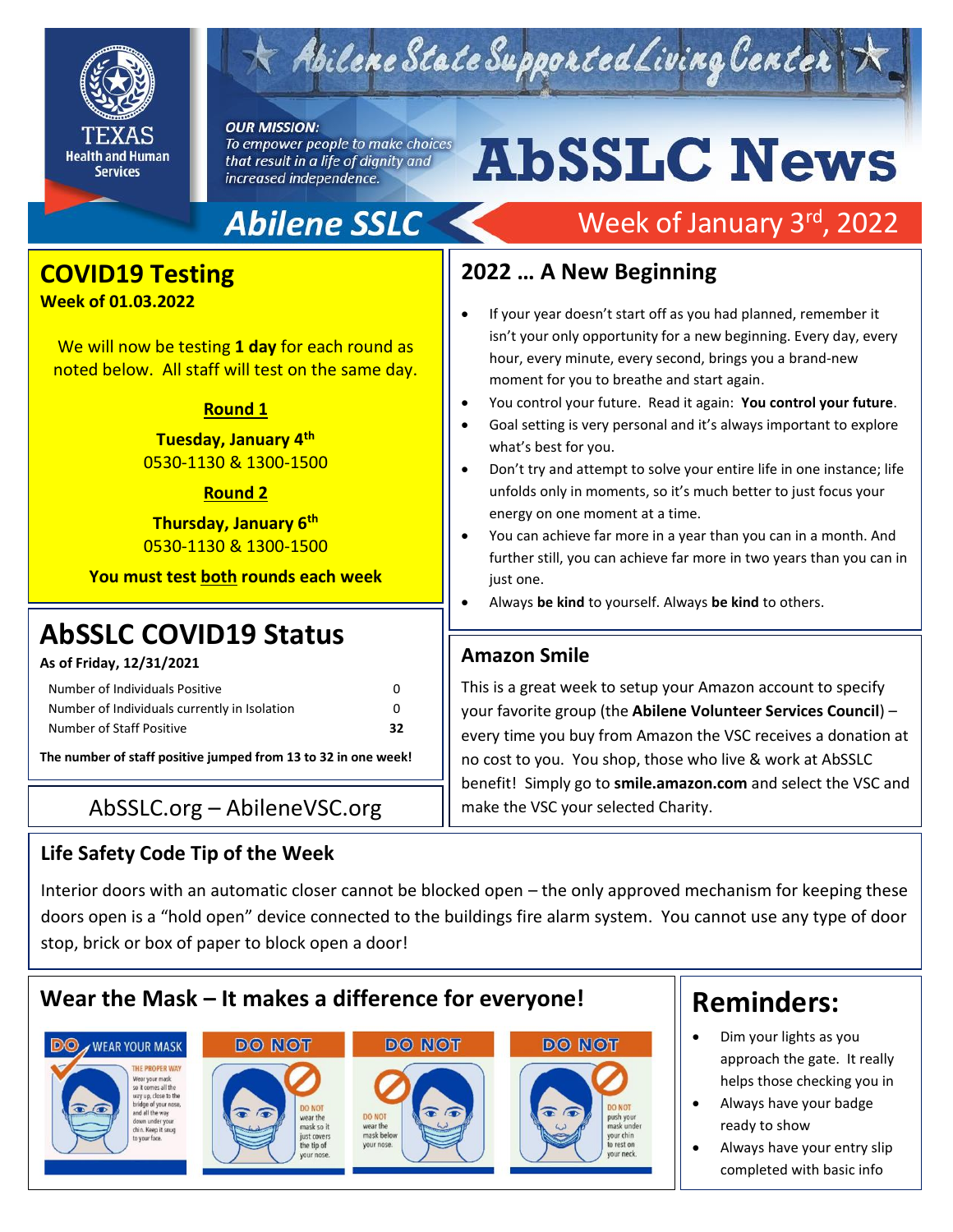Abilene State Supported Living Center

TEXAS Health and Human Services

*OUR MISSION: To empower people to make choices that result in a life of dignity and increased independence.*

# AbSSLC News

**Abilene SSLC** — Week of January 3rd, 2022

## COVID19 Testing

**Week of 01.03.2022**

We will now be testing **1 day** for each round as noted below. All staff will test on the same day.

**Round 1**

**Tuesday, January 4th**
0530-1130 & 1300-1500

**Round 2**

**Thursday, January 6th**
0530-1130 & 1300-1500

**You must test both rounds each week**

## AbSSLC COVID19 Status

**As of Friday, 12/31/2021**

| | |
|---|---|
| Number of Individuals Positive | 0 |
| Number of Individuals currently in Isolation | 0 |
| Number of Staff Positive | **32** |

**The number of staff positive jumped from 13 to 32 in one week!**

AbSSLC.org – AbileneVSC.org

## 2022 … A New Beginning

- If your year doesn't start off as you had planned, remember it isn't your only opportunity for a new beginning. Every day, every hour, every minute, every second, brings you a brand-new moment for you to breathe and start again.
- You control your future. Read it again: **You control your future**.
- Goal setting is very personal and it's always important to explore what's best for you.
- Don't try and attempt to solve your entire life in one instance; life unfolds only in moments, so it's much better to just focus your energy on one moment at a time.
- You can achieve far more in a year than you can in a month. And further still, you can achieve far more in two years than you can in just one.
- Always **be kind** to yourself. Always **be kind** to others.

## Amazon Smile

This is a great week to setup your Amazon account to specify your favorite group (the **Abilene Volunteer Services Council**) – every time you buy from Amazon the VSC receives a donation at no cost to you. You shop, those who live & work at AbSSLC benefit! Simply go to **smile.amazon.com** and select the VSC and make the VSC your selected Charity.

## Life Safety Code Tip of the Week

Interior doors with an automatic closer cannot be blocked open – the only approved mechanism for keeping these doors open is a "hold open" device connected to the buildings fire alarm system. You cannot use any type of door stop, brick or box of paper to block open a door!

## Wear the Mask – It makes a difference for everyone!

DO WEAR YOUR MASK — THE PROPER WAY: Wear your mask so it comes all the way up, close to the bridge of your nose, and all the way down under your chin. Keep it snug to your face.

DO NOT wear the mask so it just covers the tip of your nose.

DO NOT wear the mask below your nose.

DO NOT push your mask under your chin to rest on your neck.

## Reminders:

- Dim your lights as you approach the gate. It really helps those checking you in
- Always have your badge ready to show
- Always have your entry slip completed with basic info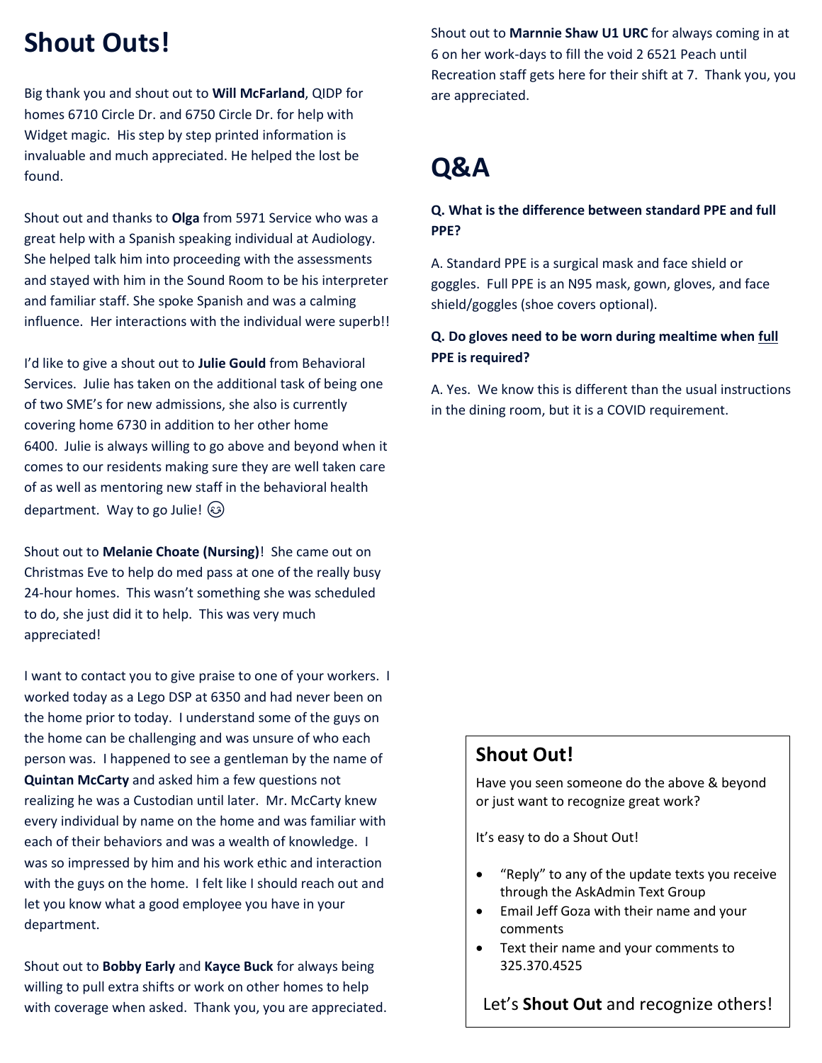# Shout Outs!

Big thank you and shout out to **Will McFarland**, QIDP for homes 6710 Circle Dr. and 6750 Circle Dr. for help with Widget magic. His step by step printed information is invaluable and much appreciated. He helped the lost be found.

Shout out and thanks to **Olga** from 5971 Service who was a great help with a Spanish speaking individual at Audiology. She helped talk him into proceeding with the assessments and stayed with him in the Sound Room to be his interpreter and familiar staff. She spoke Spanish and was a calming influence. Her interactions with the individual were superb!!

I'd like to give a shout out to **Julie Gould** from Behavioral Services. Julie has taken on the additional task of being one of two SME's for new admissions, she also is currently covering home 6730 in addition to her other home 6400. Julie is always willing to go above and beyond when it comes to our residents making sure they are well taken care of as well as mentoring new staff in the behavioral health department. Way to go Julie! 😉

Shout out to **Melanie Choate (Nursing)**! She came out on Christmas Eve to help do med pass at one of the really busy 24-hour homes. This wasn't something she was scheduled to do, she just did it to help. This was very much appreciated!

I want to contact you to give praise to one of your workers. I worked today as a Lego DSP at 6350 and had never been on the home prior to today. I understand some of the guys on the home can be challenging and was unsure of who each person was. I happened to see a gentleman by the name of **Quintan McCarty** and asked him a few questions not realizing he was a Custodian until later. Mr. McCarty knew every individual by name on the home and was familiar with each of their behaviors and was a wealth of knowledge. I was so impressed by him and his work ethic and interaction with the guys on the home. I felt like I should reach out and let you know what a good employee you have in your department.

Shout out to **Bobby Early** and **Kayce Buck** for always being willing to pull extra shifts or work on other homes to help with coverage when asked. Thank you, you are appreciated.

Shout out to **Marnnie Shaw U1 URC** for always coming in at 6 on her work-days to fill the void 2 6521 Peach until Recreation staff gets here for their shift at 7. Thank you, you are appreciated.

# Q&A

**Q. What is the difference between standard PPE and full PPE?**

A. Standard PPE is a surgical mask and face shield or goggles. Full PPE is an N95 mask, gown, gloves, and face shield/goggles (shoe covers optional).

**Q. Do gloves need to be worn during mealtime when full PPE is required?**

A. Yes. We know this is different than the usual instructions in the dining room, but it is a COVID requirement.

## Shout Out!

Have you seen someone do the above & beyond or just want to recognize great work?

It's easy to do a Shout Out!

- "Reply" to any of the update texts you receive through the AskAdmin Text Group
- Email Jeff Goza with their name and your comments
- Text their name and your comments to 325.370.4525

Let's **Shout Out** and recognize others!